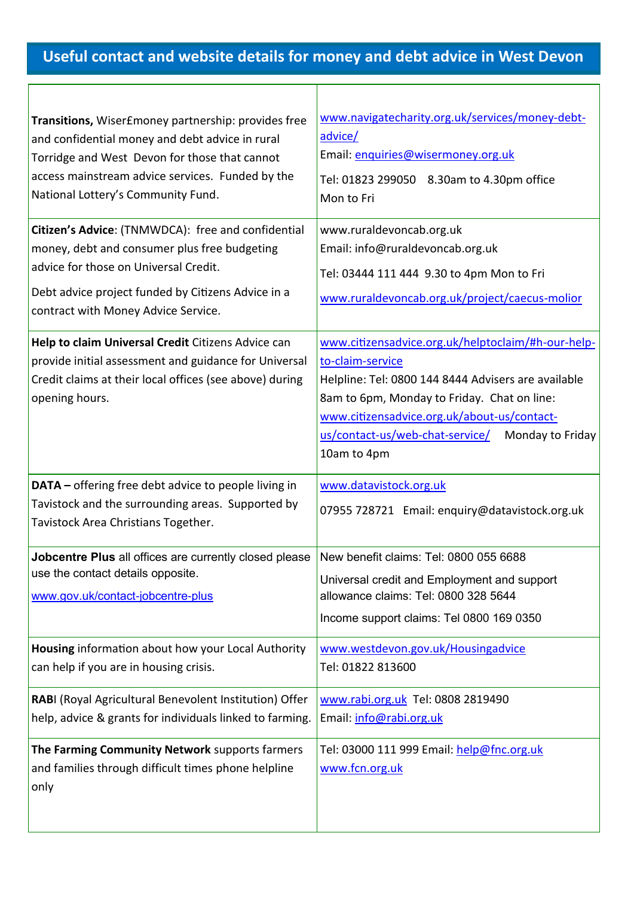# Useful contact and website details for money and debt advice in West Devon

| | |
|---|---|
| **Transitions,** Wiser£money partnership: provides free and confidential money and debt advice in rural Torridge and West Devon for those that cannot access mainstream advice services. Funded by the National Lottery's Community Fund. | www.navigatecharity.org.uk/services/money-debt-advice/<br>Email: enquiries@wisermoney.org.uk<br>Tel: 01823 299050 8.30am to 4.30pm office Mon to Fri |
| **Citizen's Advice**: (TNMWDCA): free and confidential money, debt and consumer plus free budgeting advice for those on Universal Credit.<br>Debt advice project funded by Citizens Advice in a contract with Money Advice Service. | www.ruraldevoncab.org.uk<br>Email: info@ruraldevoncab.org.uk<br>Tel: 03444 111 444 9.30 to 4pm Mon to Fri<br>www.ruraldevoncab.org.uk/project/caecus-molior |
| **Help to claim Universal Credit** Citizens Advice can provide initial assessment and guidance for Universal Credit claims at their local offices (see above) during opening hours. | www.citizensadvice.org.uk/helptoclaim/#h-our-help-to-claim-service<br>Helpline: Tel: 0800 144 8444 Advisers are available 8am to 6pm, Monday to Friday. Chat on line: www.citizensadvice.org.uk/about-us/contact-us/contact-us/web-chat-service/ Monday to Friday 10am to 4pm |
| **DATA –** offering free debt advice to people living in Tavistock and the surrounding areas. Supported by Tavistock Area Christians Together. | www.datavistock.org.uk<br>07955 728721 Email: enquiry@datavistock.org.uk |
| **Jobcentre Plus** all offices are currently closed please use the contact details opposite.<br>www.gov.uk/contact-jobcentre-plus | New benefit claims: Tel: 0800 055 6688<br>Universal credit and Employment and support allowance claims: Tel: 0800 328 5644<br>Income support claims: Tel 0800 169 0350 |
| **Housing** information about how your Local Authority can help if you are in housing crisis. | www.westdevon.gov.uk/Housingadvice<br>Tel: 01822 813600 |
| **RABI** (Royal Agricultural Benevolent Institution) Offer help, advice & grants for individuals linked to farming. | www.rabi.org.uk Tel: 0808 2819490<br>Email: info@rabi.org.uk |
| **The Farming Community Network** supports farmers and families through difficult times phone helpline only | Tel: 03000 111 999 Email: help@fnc.org.uk<br>www.fcn.org.uk |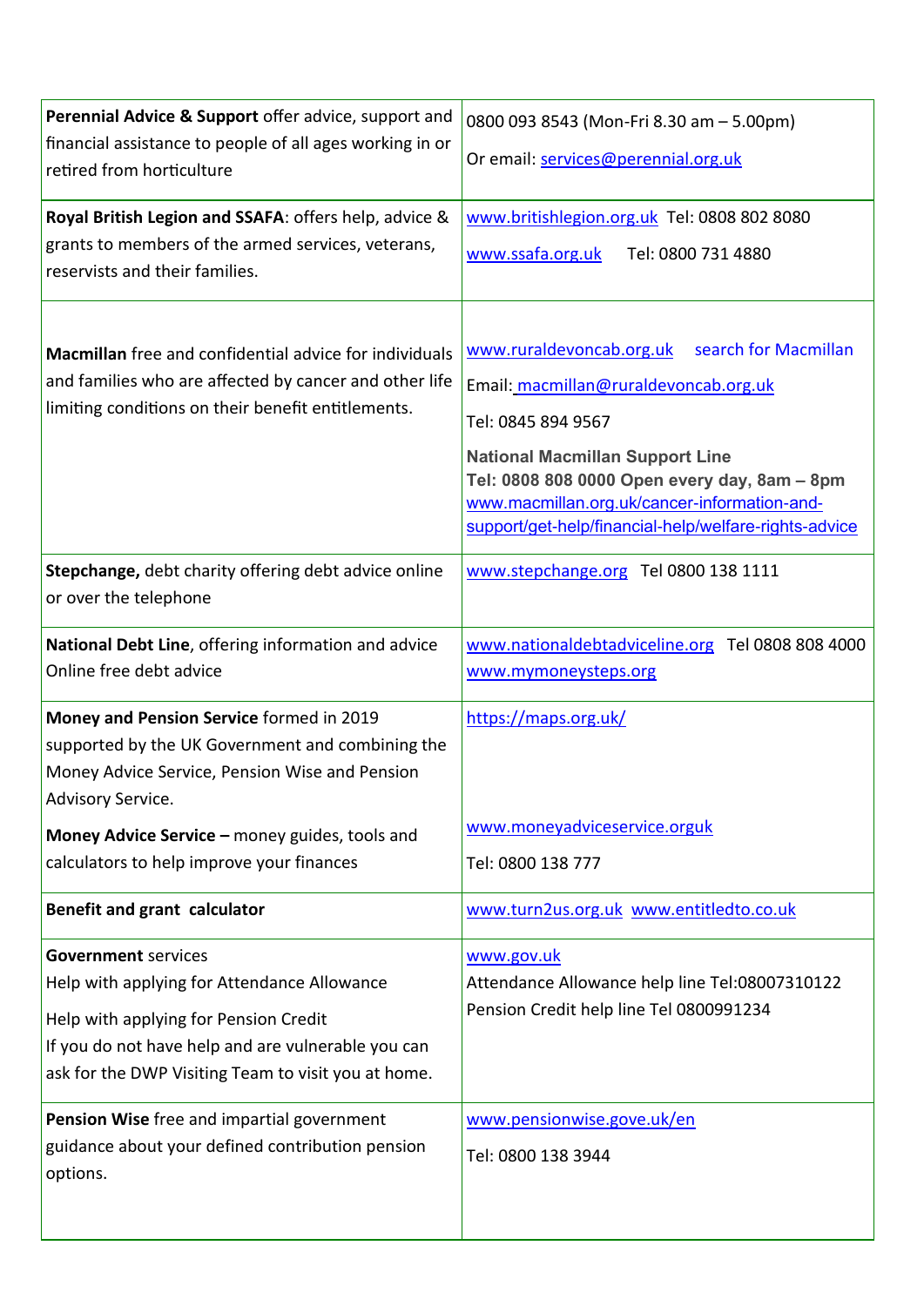| | |
|---|---|
| **Perennial Advice & Support** offer advice, support and financial assistance to people of all ages working in or retired from horticulture | 0800 093 8543 (Mon-Fri 8.30 am – 5.00pm)<br><br>Or email: services@perennial.org.uk |
| **Royal British Legion and SSAFA**: offers help, advice & grants to members of the armed services, veterans, reservists and their families. | www.britishlegion.org.uk Tel: 0808 802 8080<br><br>www.ssafa.org.uk Tel: 0800 731 4880 |
| **Macmillan** free and confidential advice for individuals and families who are affected by cancer and other life limiting conditions on their benefit entitlements. | www.ruraldevoncab.org.uk search for Macmillan<br><br>Email: macmillan@ruraldevoncab.org.uk<br><br>Tel: 0845 894 9567<br><br>**National Macmillan Support Line**<br>**Tel: 0808 808 0000 Open every day, 8am – 8pm**<br>www.macmillan.org.uk/cancer-information-and-support/get-help/financial-help/welfare-rights-advice |
| **Stepchange,** debt charity offering debt advice online or over the telephone | www.stepchange.org Tel 0800 138 1111 |
| **National Debt Line**, offering information and advice<br>Online free debt advice | www.nationaldebtadviceline.org Tel 0808 808 4000<br>www.mymoneysteps.org |
| **Money and Pension Service** formed in 2019 supported by the UK Government and combining the Money Advice Service, Pension Wise and Pension Advisory Service.<br><br>**Money Advice Service –** money guides, tools and calculators to help improve your finances | https://maps.org.uk/<br><br>www.moneyadviceservice.orguk<br><br>Tel: 0800 138 777 |
| **Benefit and grant calculator** | www.turn2us.org.uk www.entitledto.co.uk |
| **Government** services<br>Help with applying for Attendance Allowance<br><br>Help with applying for Pension Credit<br>If you do not have help and are vulnerable you can ask for the DWP Visiting Team to visit you at home. | www.gov.uk<br>Attendance Allowance help line Tel:08007310122<br>Pension Credit help line Tel 0800991234 |
| **Pension Wise** free and impartial government guidance about your defined contribution pension options. | www.pensionwise.gove.uk/en<br><br>Tel: 0800 138 3944 |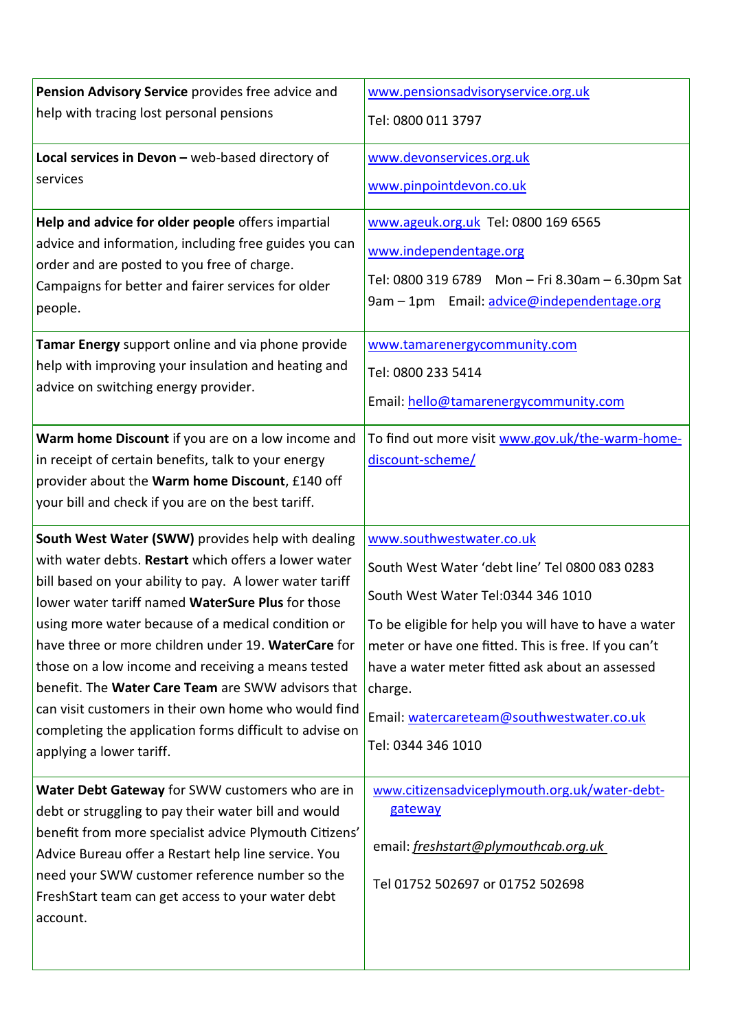| | |
|---|---|
| **Pension Advisory Service** provides free advice and help with tracing lost personal pensions | www.pensionsadvisoryservice.org.uk<br><br>Tel: 0800 011 3797 |
| **Local services in Devon –** web-based directory of services | www.devonservices.org.uk<br><br>www.pinpointdevon.co.uk |
| **Help and advice for older people** offers impartial advice and information, including free guides you can order and are posted to you free of charge. Campaigns for better and fairer services for older people. | www.ageuk.org.uk Tel: 0800 169 6565<br><br>www.independentage.org<br><br>Tel: 0800 319 6789 Mon – Fri 8.30am – 6.30pm Sat 9am – 1pm Email: advice@independentage.org |
| **Tamar Energy** support online and via phone provide help with improving your insulation and heating and advice on switching energy provider. | www.tamarenergycommunity.com<br><br>Tel: 0800 233 5414<br><br>Email: hello@tamarenergycommunity.com |
| **Warm home Discount** if you are on a low income and in receipt of certain benefits, talk to your energy provider about the **Warm home Discount**, £140 off your bill and check if you are on the best tariff. | To find out more visit www.gov.uk/the-warm-home-discount-scheme/ |
| **South West Water (SWW)** provides help with dealing with water debts. **Restart** which offers a lower water bill based on your ability to pay. A lower water tariff lower water tariff named **WaterSure Plus** for those using more water because of a medical condition or have three or more children under 19. **WaterCare** for those on a low income and receiving a means tested benefit. The **Water Care Team** are SWW advisors that can visit customers in their own home who would find completing the application forms difficult to advise on applying a lower tariff. | www.southwestwater.co.uk<br><br>South West Water 'debt line' Tel 0800 083 0283<br><br>South West Water Tel:0344 346 1010<br><br>To be eligible for help you will have to have a water meter or have one fitted. This is free. If you can't have a water meter fitted ask about an assessed charge.<br><br>Email: watercareteam@southwestwater.co.uk<br><br>Tel: 0344 346 1010 |
| **Water Debt Gateway** for SWW customers who are in debt or struggling to pay their water bill and would benefit from more specialist advice Plymouth Citizens' Advice Bureau offer a Restart help line service. You need your SWW customer reference number so the FreshStart team can get access to your water debt account. | www.citizensadviceplymouth.org.uk/water-debt-gateway<br><br>email: *freshstart@plymouthcab.org.uk*<br><br>Tel 01752 502697 or 01752 502698 |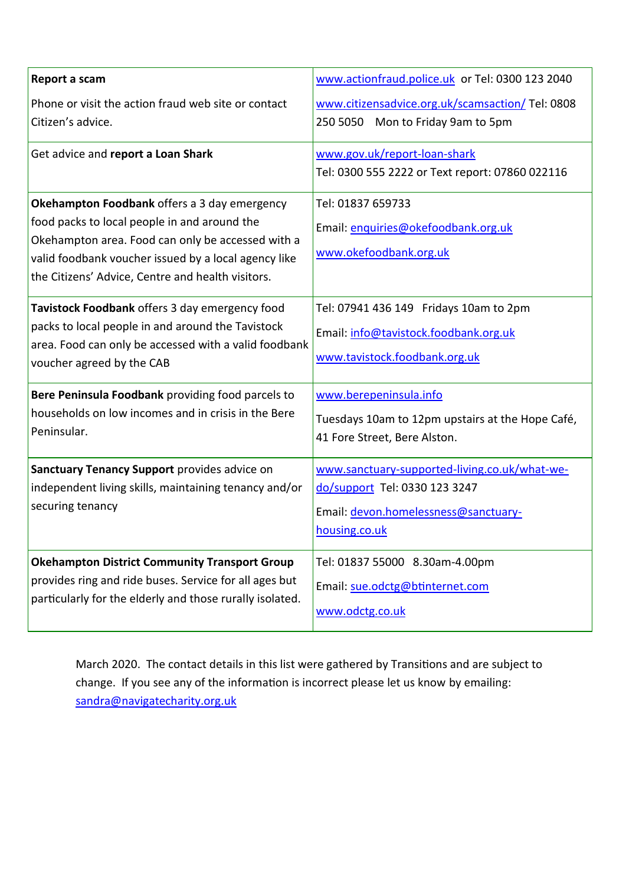| | |
|---|---|
| **Report a scam**<br><br>Phone or visit the action fraud web site or contact Citizen's advice. | www.actionfraud.police.uk or Tel: 0300 123 2040<br><br>www.citizensadvice.org.uk/scamsaction/ Tel: 0808 250 5050 Mon to Friday 9am to 5pm |
| Get advice and **report a Loan Shark** | www.gov.uk/report-loan-shark<br>Tel: 0300 555 2222 or Text report: 07860 022116 |
| **Okehampton Foodbank** offers a 3 day emergency food packs to local people in and around the Okehampton area. Food can only be accessed with a valid foodbank voucher issued by a local agency like the Citizens' Advice, Centre and health visitors. | Tel: 01837 659733<br><br>Email: enquiries@okefoodbank.org.uk<br><br>www.okefoodbank.org.uk |
| **Tavistock Foodbank** offers 3 day emergency food packs to local people in and around the Tavistock area. Food can only be accessed with a valid foodbank voucher agreed by the CAB | Tel: 07941 436 149 Fridays 10am to 2pm<br><br>Email: info@tavistock.foodbank.org.uk<br><br>www.tavistock.foodbank.org.uk |
| **Bere Peninsula Foodbank** providing food parcels to households on low incomes and in crisis in the Bere Peninsular. | www.berepeninsula.info<br><br>Tuesdays 10am to 12pm upstairs at the Hope Café, 41 Fore Street, Bere Alston. |
| **Sanctuary Tenancy Support** provides advice on independent living skills, maintaining tenancy and/or securing tenancy | www.sanctuary-supported-living.co.uk/what-we-do/support Tel: 0330 123 3247<br><br>Email: devon.homelessness@sanctuary-housing.co.uk |
| **Okehampton District Community Transport Group** provides ring and ride buses. Service for all ages but particularly for the elderly and those rurally isolated. | Tel: 01837 55000 8.30am-4.00pm<br><br>Email: sue.odctg@btinternet.com<br><br>www.odctg.co.uk |

March 2020. The contact details in this list were gathered by Transitions and are subject to change. If you see any of the information is incorrect please let us know by emailing: sandra@navigatecharity.org.uk